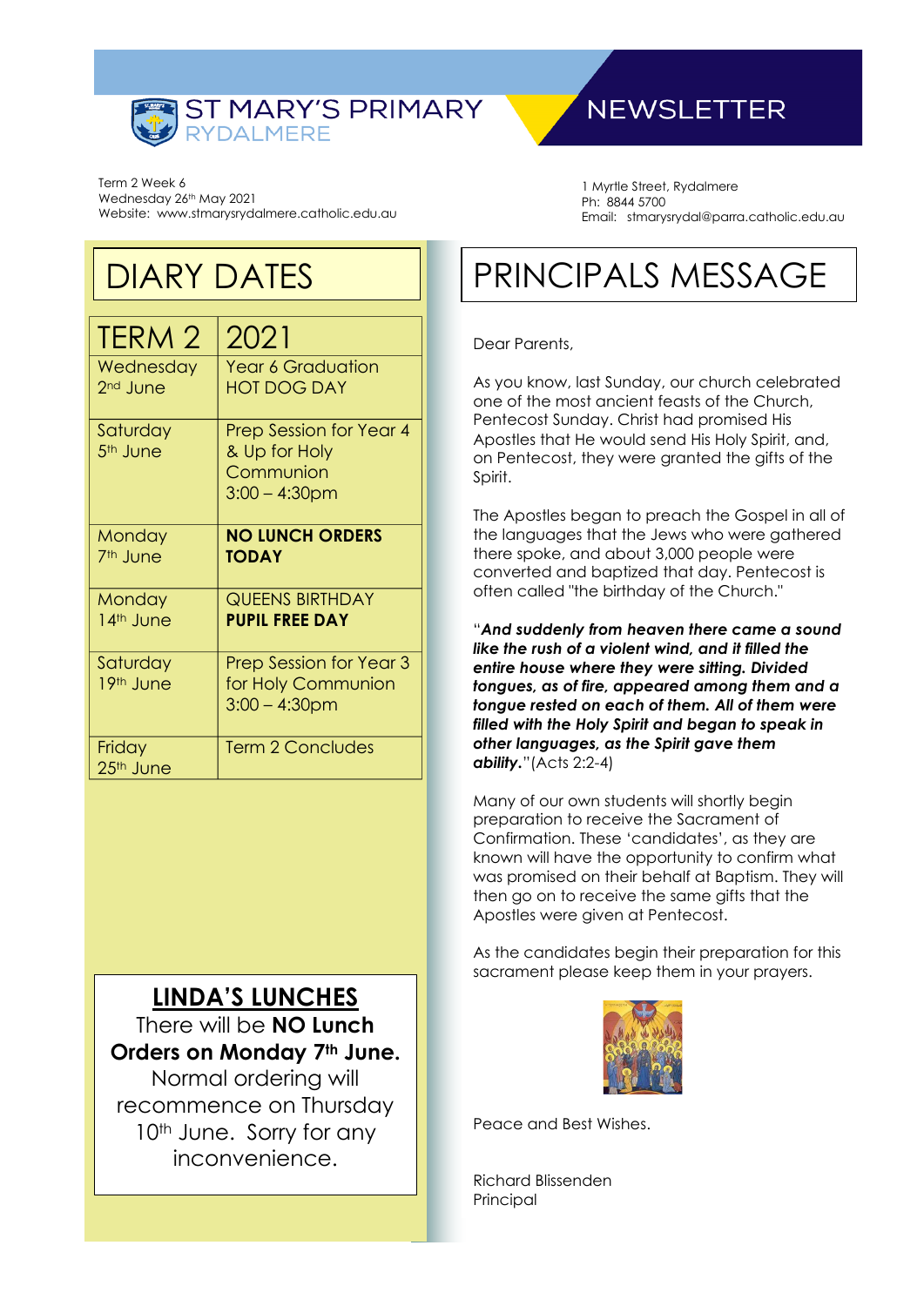# ST MARY'S PRIMARY RYDALMERE

# NEWSLETTER

Term 2 Week 6
Wednesday 26th May 2021
Website: www.stmarysrydalmere.catholic.edu.au

1 Myrtle Street, Rydalmere
Ph: 8844 5700
Email: stmarysrydal@parra.catholic.edu.au

## DIARY DATES

| TERM 2 | 2021 |
|---|---|
| Wednesday 2nd June | Year 6 Graduation HOT DOG DAY |
| Saturday 5th June | Prep Session for Year 4 & Up for Holy Communion 3:00 – 4:30pm |
| Monday 7th June | **NO LUNCH ORDERS TODAY** |
| Monday 14th June | QUEENS BIRTHDAY **PUPIL FREE DAY** |
| Saturday 19th June | Prep Session for Year 3 for Holy Communion 3:00 – 4:30pm |
| Friday 25th June | Term 2 Concludes |

### LINDA'S LUNCHES

There will be **NO Lunch Orders on Monday 7th June.** Normal ordering will recommence on Thursday 10th June. Sorry for any inconvenience.

## PRINCIPALS MESSAGE

Dear Parents,

As you know, last Sunday, our church celebrated one of the most ancient feasts of the Church, Pentecost Sunday. Christ had promised His Apostles that He would send His Holy Spirit, and, on Pentecost, they were granted the gifts of the Spirit.

The Apostles began to preach the Gospel in all of the languages that the Jews who were gathered there spoke, and about 3,000 people were converted and baptized that day. Pentecost is often called "the birthday of the Church."

"***And suddenly from heaven there came a sound like the rush of a violent wind, and it filled the entire house where they were sitting. Divided tongues, as of fire, appeared among them and a tongue rested on each of them. All of them were filled with the Holy Spirit and began to speak in other languages, as the Spirit gave them ability.***"(Acts 2:2-4)

Many of our own students will shortly begin preparation to receive the Sacrament of Confirmation. These 'candidates', as they are known will have the opportunity to confirm what was promised on their behalf at Baptism. They will then go on to receive the same gifts that the Apostles were given at Pentecost.

As the candidates begin their preparation for this sacrament please keep them in your prayers.

Peace and Best Wishes.

Richard Blissenden
Principal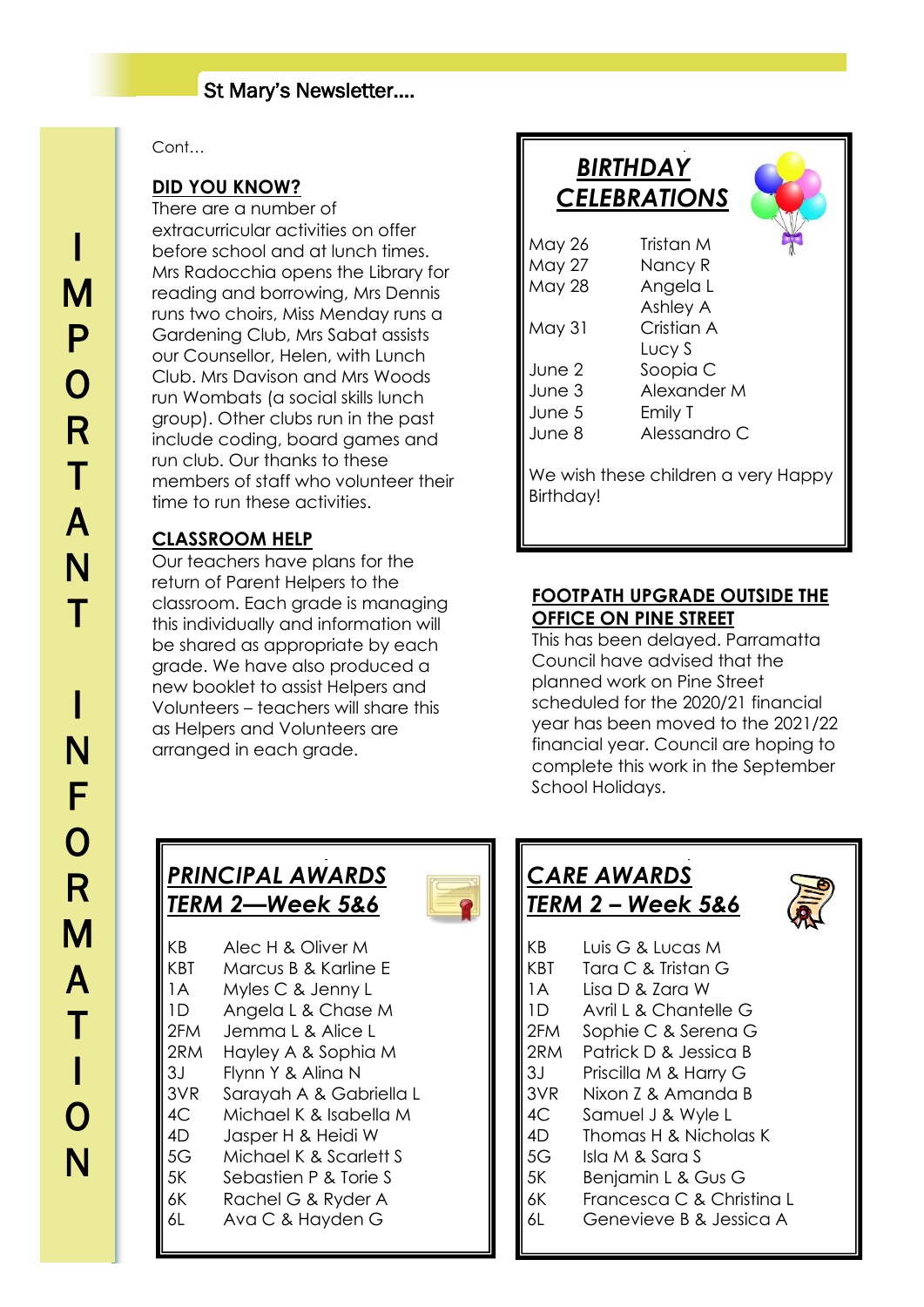IMPORTANT INFORMATION

Cont…

## DID YOU KNOW?

There are a number of extracurricular activities on offer before school and at lunch times. Mrs Radocchia opens the Library for reading and borrowing, Mrs Dennis runs two choirs, Miss Menday runs a Gardening Club, Mrs Sabat assists our Counsellor, Helen, with Lunch Club. Mrs Davison and Mrs Woods run Wombats (a social skills lunch group). Other clubs run in the past include coding, board games and run club. Our thanks to these members of staff who volunteer their time to run these activities.

## CLASSROOM HELP

Our teachers have plans for the return of Parent Helpers to the classroom. Each grade is managing this individually and information will be shared as appropriate by each grade. We have also produced a new booklet to assist Helpers and Volunteers – teachers will share this as Helpers and Volunteers are arranged in each grade.

## *BIRTHDAY CELEBRATIONS*

| | |
|---|---|
| May 26 | Tristan M |
| May 27 | Nancy R |
| May 28 | Angela L |
| | Ashley A |
| May 31 | Cristian A |
| | Lucy S |
| June 2 | Soopia C |
| June 3 | Alexander M |
| June 5 | Emily T |
| June 8 | Alessandro C |

We wish these children a very Happy Birthday!

## FOOTPATH UPGRADE OUTSIDE THE OFFICE ON PINE STREET

This has been delayed. Parramatta Council have advised that the planned work on Pine Street scheduled for the 2020/21 financial year has been moved to the 2021/22 financial year. Council are hoping to complete this work in the September School Holidays.

## *PRINCIPAL AWARDS TERM 2—Week 5&6*

| | |
|---|---|
| KB | Alec H & Oliver M |
| KBT | Marcus B & Karline E |
| 1A | Myles C & Jenny L |
| 1D | Angela L & Chase M |
| 2FM | Jemma L & Alice L |
| 2RM | Hayley A & Sophia M |
| 3J | Flynn Y & Alina N |
| 3VR | Sarayah A & Gabriella L |
| 4C | Michael K & Isabella M |
| 4D | Jasper H & Heidi W |
| 5G | Michael K & Scarlett S |
| 5K | Sebastien P & Torie S |
| 6K | Rachel G & Ryder A |
| 6L | Ava C & Hayden G |

## *CARE AWARDS TERM 2 – Week 5&6*

| | |
|---|---|
| KB | Luis G & Lucas M |
| KBT | Tara C & Tristan G |
| 1A | Lisa D & Zara W |
| 1D | Avril L & Chantelle G |
| 2FM | Sophie C & Serena G |
| 2RM | Patrick D & Jessica B |
| 3J | Priscilla M & Harry G |
| 3VR | Nixon Z & Amanda B |
| 4C | Samuel J & Wyle L |
| 4D | Thomas H & Nicholas K |
| 5G | Isla M & Sara S |
| 5K | Benjamin L & Gus G |
| 6K | Francesca C & Christina L |
| 6L | Genevieve B & Jessica A |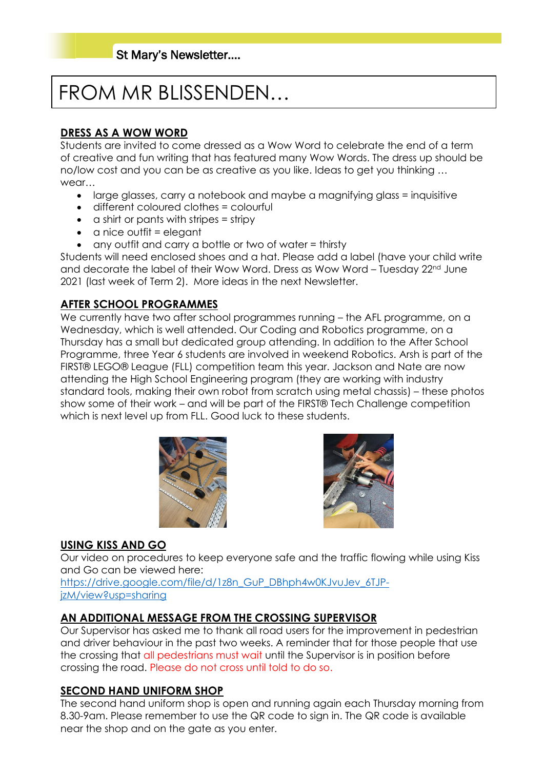# FROM MR BLISSENDEN…

**DRESS AS A WOW WORD**

Students are invited to come dressed as a Wow Word to celebrate the end of a term of creative and fun writing that has featured many Wow Words. The dress up should be no/low cost and you can be as creative as you like. Ideas to get you thinking … wear…

- large glasses, carry a notebook and maybe a magnifying glass = inquisitive
- different coloured clothes = colourful
- a shirt or pants with stripes = stripy
- a nice outfit = elegant
- any outfit and carry a bottle or two of water = thirsty

Students will need enclosed shoes and a hat. Please add a label (have your child write and decorate the label of their Wow Word. Dress as Wow Word – Tuesday 22nd June 2021 (last week of Term 2). More ideas in the next Newsletter.

**AFTER SCHOOL PROGRAMMES**

We currently have two after school programmes running – the AFL programme, on a Wednesday, which is well attended. Our Coding and Robotics programme, on a Thursday has a small but dedicated group attending. In addition to the After School Programme, three Year 6 students are involved in weekend Robotics. Arsh is part of the FIRST® LEGO® League (FLL) competition team this year. Jackson and Nate are now attending the High School Engineering program (they are working with industry standard tools, making their own robot from scratch using metal chassis) – these photos show some of their work – and will be part of the FIRST® Tech Challenge competition which is next level up from FLL. Good luck to these students.

**USING KISS AND GO**

Our video on procedures to keep everyone safe and the traffic flowing while using Kiss and Go can be viewed here:
https://drive.google.com/file/d/1z8n_GuP_DBhph4w0KJvuJev_6TJP-jzM/view?usp=sharing

**AN ADDITIONAL MESSAGE FROM THE CROSSING SUPERVISOR**

Our Supervisor has asked me to thank all road users for the improvement in pedestrian and driver behaviour in the past two weeks. A reminder that for those people that use the crossing that all pedestrians must wait until the Supervisor is in position before crossing the road. Please do not cross until told to do so.

**SECOND HAND UNIFORM SHOP**

The second hand uniform shop is open and running again each Thursday morning from 8.30-9am. Please remember to use the QR code to sign in. The QR code is available near the shop and on the gate as you enter.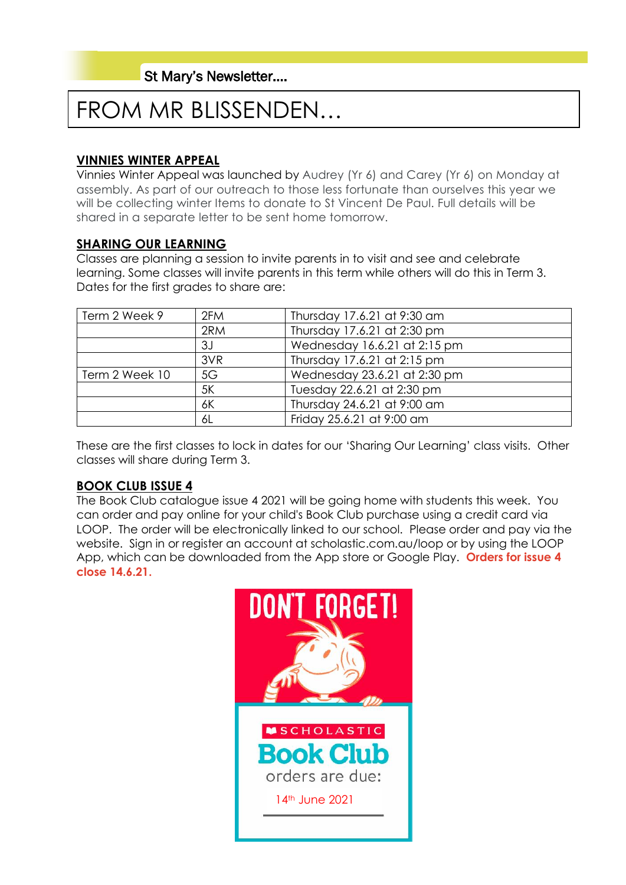St Mary's Newsletter....

# FROM MR BLISSENDEN…

## VINNIES WINTER APPEAL

Vinnies Winter Appeal was launched by Audrey (Yr 6) and Carey (Yr 6) on Monday at assembly. As part of our outreach to those less fortunate than ourselves this year we will be collecting winter Items to donate to St Vincent De Paul. Full details will be shared in a separate letter to be sent home tomorrow.

## SHARING OUR LEARNING

Classes are planning a session to invite parents in to visit and see and celebrate learning. Some classes will invite parents in this term while others will do this in Term 3. Dates for the first grades to share are:

| Term 2 Week 9 | 2FM | Thursday 17.6.21 at 9:30 am |
|---|---|---|
| | 2RM | Thursday 17.6.21 at 2:30 pm |
| | 3J | Wednesday 16.6.21 at 2:15 pm |
| | 3VR | Thursday 17.6.21 at 2:15 pm |
| Term 2 Week 10 | 5G | Wednesday 23.6.21 at 2:30 pm |
| | 5K | Tuesday 22.6.21 at 2:30 pm |
| | 6K | Thursday 24.6.21 at 9:00 am |
| | 6L | Friday 25.6.21 at 9:00 am |

These are the first classes to lock in dates for our 'Sharing Our Learning' class visits. Other classes will share during Term 3.

## BOOK CLUB ISSUE 4

The Book Club catalogue issue 4 2021 will be going home with students this week. You can order and pay online for your child's Book Club purchase using a credit card via LOOP. The order will be electronically linked to our school. Please order and pay via the website. Sign in or register an account at scholastic.com.au/loop or by using the LOOP App, which can be downloaded from the App store or Google Play. **Orders for issue 4 close 14.6.21.**

DON'T FORGET!

SCHOLASTIC Book Club orders are due: 14th June 2021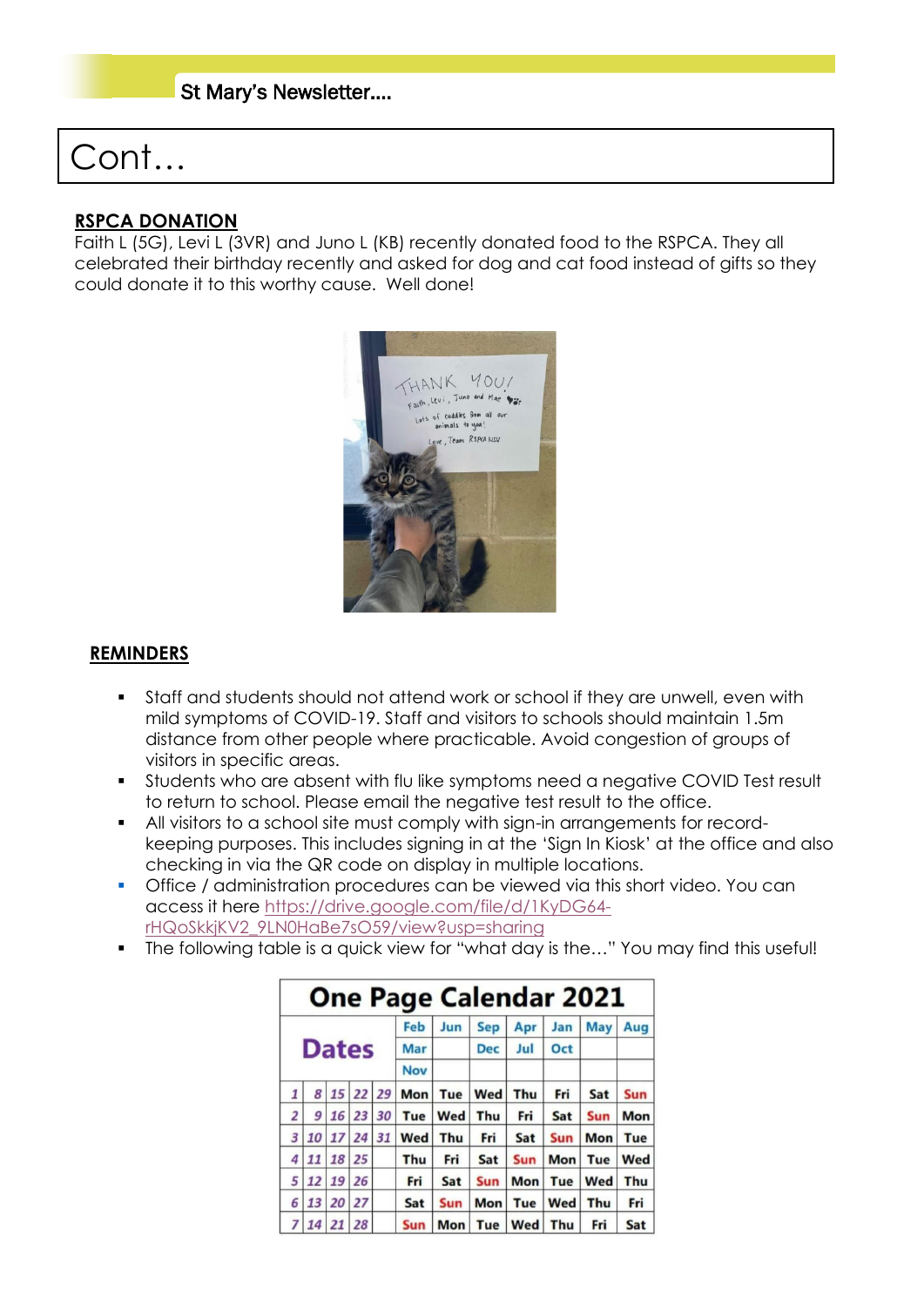# Cont...

## RSPCA DONATION

Faith L (5G), Levi L (3VR) and Juno L (KB) recently donated food to the RSPCA. They all celebrated their birthday recently and asked for dog and cat food instead of gifts so they could donate it to this worthy cause. Well done!

## REMINDERS

- Staff and students should not attend work or school if they are unwell, even with mild symptoms of COVID-19. Staff and visitors to schools should maintain 1.5m distance from other people where practicable. Avoid congestion of groups of visitors in specific areas.
- Students who are absent with flu like symptoms need a negative COVID Test result to return to school. Please email the negative test result to the office.
- All visitors to a school site must comply with sign-in arrangements for record-keeping purposes. This includes signing in at the 'Sign In Kiosk' at the office and also checking in via the QR code on display in multiple locations.
- Office / administration procedures can be viewed via this short video. You can access it here https://drive.google.com/file/d/1KyDG64-rHQoSkkjKV2_9LN0HaBe7sO59/view?usp=sharing
- The following table is a quick view for "what day is the…" You may find this useful!

**One Page Calendar 2021**

| Dates | | | | | Feb Mar Nov | Jun | Sep Dec | Apr Jul | Jan Oct | May | Aug |
|---|---|---|---|---|---|---|---|---|---|---|---|
| 1 | 8 | 15 | 22 | 29 | Mon | Tue | Wed | Thu | Fri | Sat | Sun |
| 2 | 9 | 16 | 23 | 30 | Tue | Wed | Thu | Fri | Sat | Sun | Mon |
| 3 | 10 | 17 | 24 | 31 | Wed | Thu | Fri | Sat | Sun | Mon | Tue |
| 4 | 11 | 18 | 25 | | Thu | Fri | Sat | Sun | Mon | Tue | Wed |
| 5 | 12 | 19 | 26 | | Fri | Sat | Sun | Mon | Tue | Wed | Thu |
| 6 | 13 | 20 | 27 | | Sat | Sun | Mon | Tue | Wed | Thu | Fri |
| 7 | 14 | 21 | 28 | | Sun | Mon | Tue | Wed | Thu | Fri | Sat |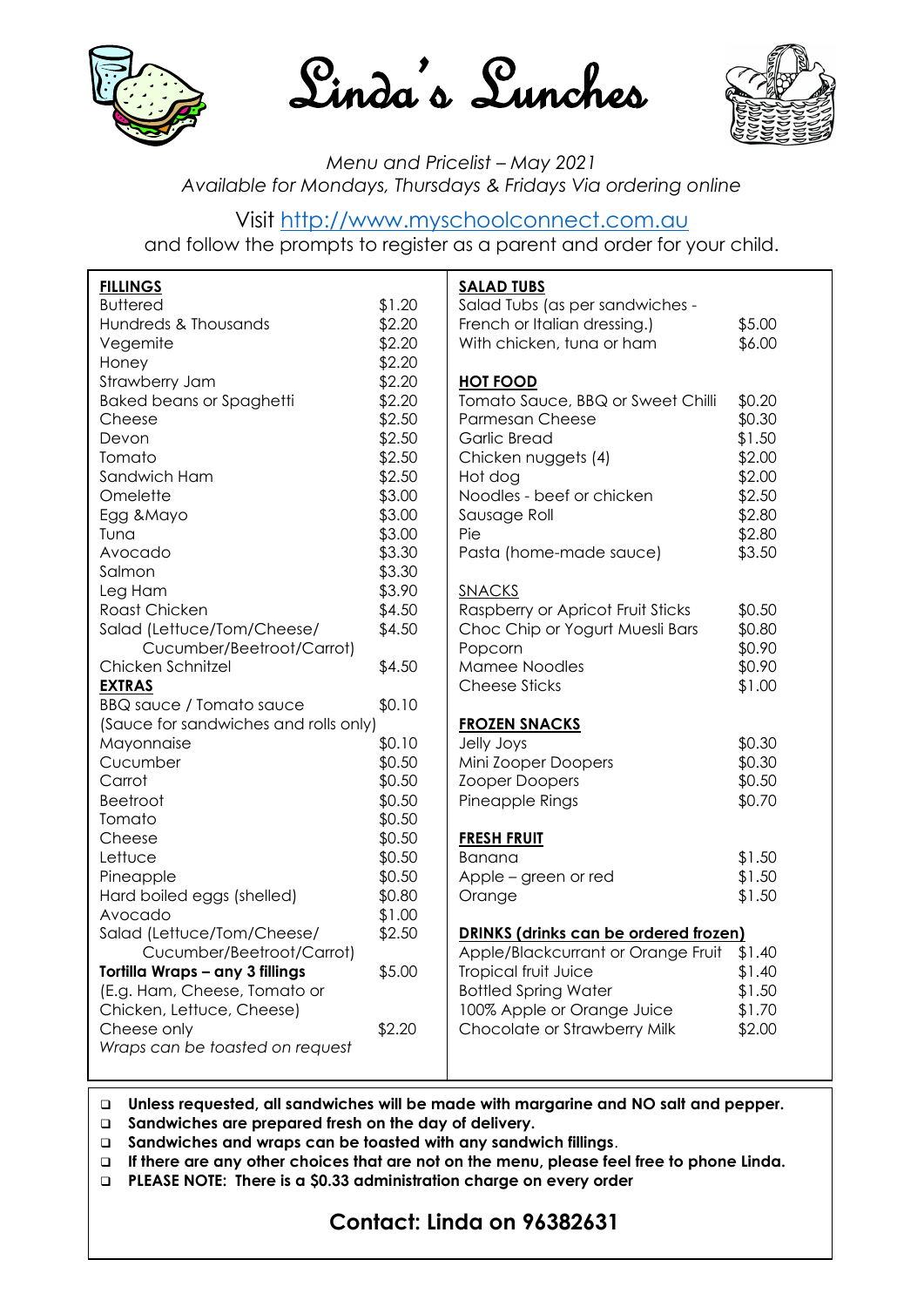# Linda's Lunches

*Menu and Pricelist – May 2021*
*Available for Mondays, Thursdays & Fridays Via ordering online*

Visit http://www.myschoolconnect.com.au
and follow the prompts to register as a parent and order for your child.

**FILLINGS**

| | |
|---|---|
| Buttered | $1.20 |
| Hundreds & Thousands | $2.20 |
| Vegemite | $2.20 |
| Honey | $2.20 |
| Strawberry Jam | $2.20 |
| Baked beans or Spaghetti | $2.20 |
| Cheese | $2.50 |
| Devon | $2.50 |
| Tomato | $2.50 |
| Sandwich Ham | $2.50 |
| Omelette | $3.00 |
| Egg &Mayo | $3.00 |
| Tuna | $3.00 |
| Avocado | $3.30 |
| Salmon | $3.30 |
| Leg Ham | $3.90 |
| Roast Chicken | $4.50 |
| Salad (Lettuce/Tom/Cheese/ Cucumber/Beetroot/Carrot) | $4.50 |
| Chicken Schnitzel | $4.50 |

**EXTRAS**

| | |
|---|---|
| BBQ sauce / Tomato sauce | $0.10 |
| (Sauce for sandwiches and rolls only) | |
| Mayonnaise | $0.10 |
| Cucumber | $0.50 |
| Carrot | $0.50 |
| Beetroot | $0.50 |
| Tomato | $0.50 |
| Cheese | $0.50 |
| Lettuce | $0.50 |
| Pineapple | $0.50 |
| Hard boiled eggs (shelled) | $0.80 |
| Avocado | $1.00 |
| Salad (Lettuce/Tom/Cheese/ Cucumber/Beetroot/Carrot) | $2.50 |
| **Tortilla Wraps – any 3 fillings** | $5.00 |
| (E.g. Ham, Cheese, Tomato or Chicken, Lettuce, Cheese) | |
| Cheese only | $2.20 |

*Wraps can be toasted on request*

**SALAD TUBS**

| | |
|---|---|
| Salad Tubs (as per sandwiches - French or Italian dressing.) | $5.00 |
| With chicken, tuna or ham | $6.00 |

**HOT FOOD**

| | |
|---|---|
| Tomato Sauce, BBQ or Sweet Chilli | $0.20 |
| Parmesan Cheese | $0.30 |
| Garlic Bread | $1.50 |
| Chicken nuggets (4) | $2.00 |
| Hot dog | $2.00 |
| Noodles - beef or chicken | $2.50 |
| Sausage Roll | $2.80 |
| Pie | $2.80 |
| Pasta (home-made sauce) | $3.50 |

SNACKS

| | |
|---|---|
| Raspberry or Apricot Fruit Sticks | $0.50 |
| Choc Chip or Yogurt Muesli Bars | $0.80 |
| Popcorn | $0.90 |
| Mamee Noodles | $0.90 |
| Cheese Sticks | $1.00 |

**FROZEN SNACKS**

| | |
|---|---|
| Jelly Joys | $0.30 |
| Mini Zooper Doopers | $0.30 |
| Zooper Doopers | $0.50 |
| Pineapple Rings | $0.70 |

**FRESH FRUIT**

| | |
|---|---|
| Banana | $1.50 |
| Apple – green or red | $1.50 |
| Orange | $1.50 |

**DRINKS (drinks can be ordered frozen)**

| | |
|---|---|
| Apple/Blackcurrant or Orange Fruit | $1.40 |
| Tropical fruit Juice | $1.40 |
| Bottled Spring Water | $1.50 |
| 100% Apple or Orange Juice | $1.70 |
| Chocolate or Strawberry Milk | $2.00 |

- **Unless requested, all sandwiches will be made with margarine and NO salt and pepper.**
- **Sandwiches are prepared fresh on the day of delivery.**
- **Sandwiches and wraps can be toasted with any sandwich fillings**.
- **If there are any other choices that are not on the menu, please feel free to phone Linda.**
- **PLEASE NOTE: There is a $0.33 administration charge on every order**

## Contact: Linda on 96382631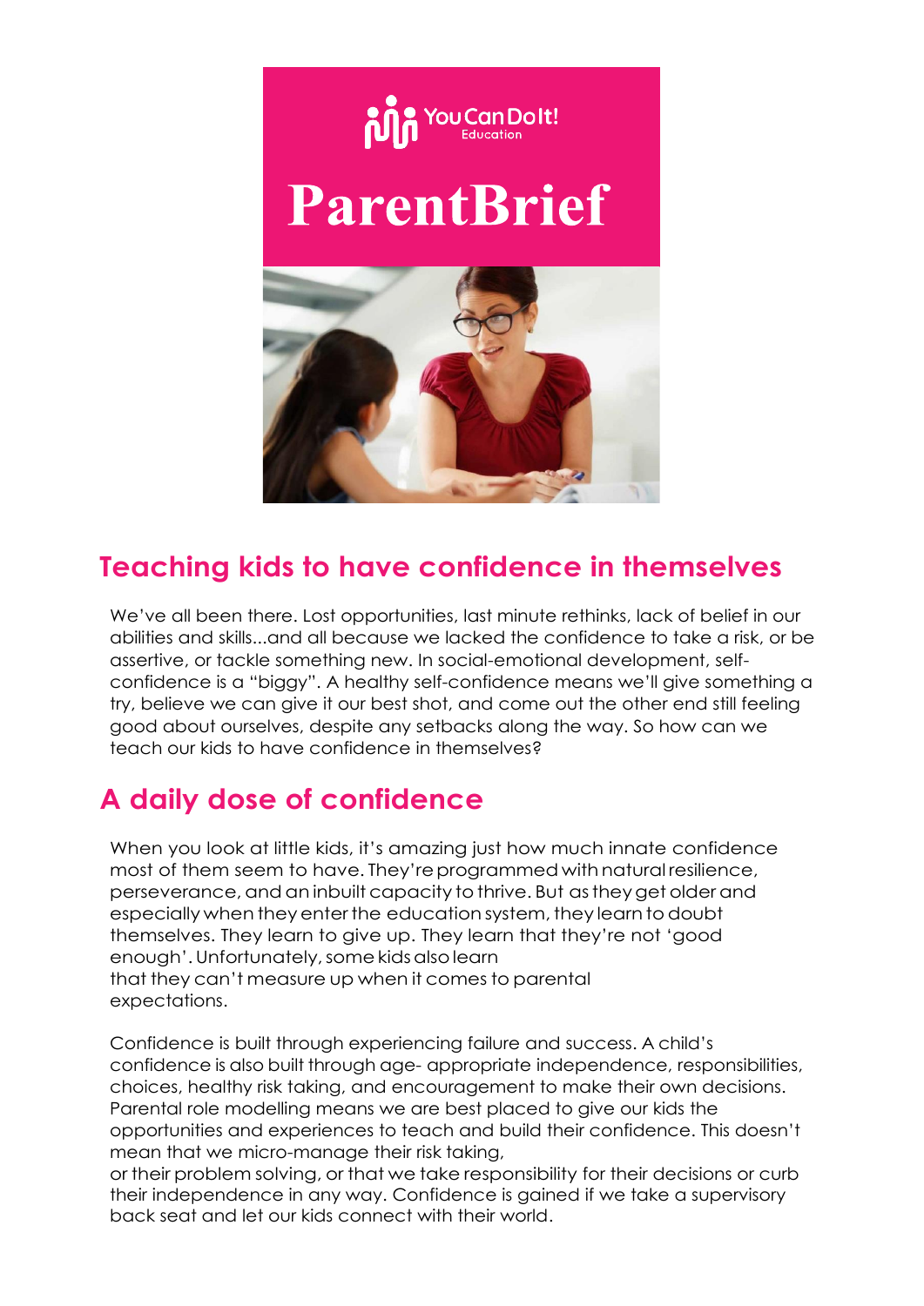YouCanDoIt! Education

# ParentBrief

## Teaching kids to have confidence in themselves

We've all been there. Lost opportunities, last minute rethinks, lack of belief in our abilities and skills...and all because we lacked the confidence to take a risk, or be assertive, or tackle something new. In social-emotional development, self-confidence is a "biggy". A healthy self-confidence means we'll give something a try, believe we can give it our best shot, and come out the other end still feeling good about ourselves, despite any setbacks along the way. So how can we teach our kids to have confidence in themselves?

## A daily dose of confidence

When you look at little kids, it's amazing just how much innate confidence most of them seem to have. They're programmed with natural resilience, perseverance, and an inbuilt capacity to thrive. But as they get older and especially when they enter the education system, they learn to doubt themselves. They learn to give up. They learn that they're not 'good enough'. Unfortunately, some kids also learn that they can't measure up when it comes to parental expectations.

Confidence is built through experiencing failure and success. A child's confidence is also built through age- appropriate independence, responsibilities, choices, healthy risk taking, and encouragement to make their own decisions. Parental role modelling means we are best placed to give our kids the opportunities and experiences to teach and build their confidence. This doesn't mean that we micro-manage their risk taking, or their problem solving, or that we take responsibility for their decisions or curb their independence in any way. Confidence is gained if we take a supervisory back seat and let our kids connect with their world.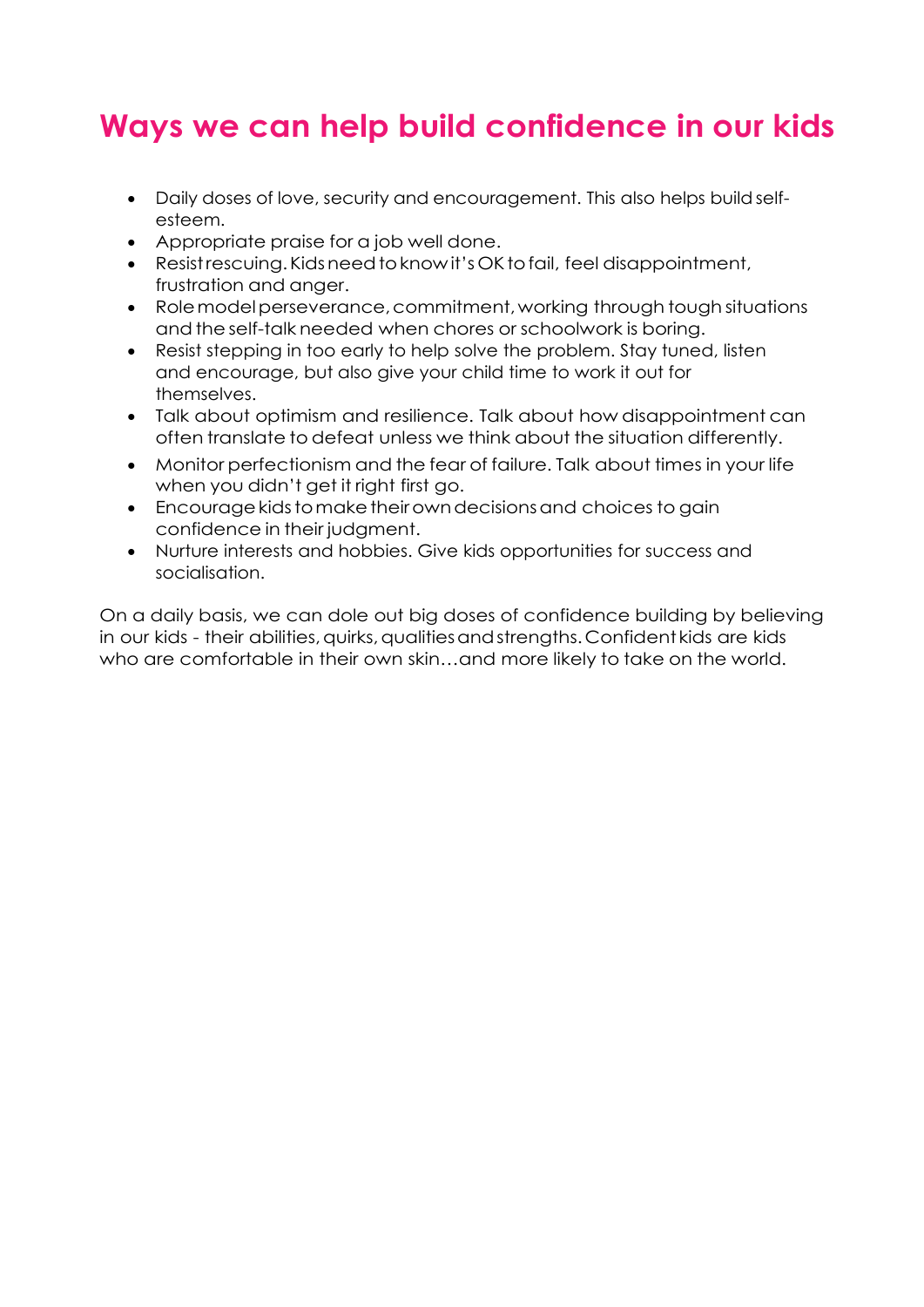# Ways we can help build confidence in our kids

- Daily doses of love, security and encouragement. This also helps build self-esteem.
- Appropriate praise for a job well done.
- Resist rescuing. Kids need to know it's OK to fail, feel disappointment, frustration and anger.
- Role model perseverance, commitment, working through tough situations and the self-talk needed when chores or schoolwork is boring.
- Resist stepping in too early to help solve the problem. Stay tuned, listen and encourage, but also give your child time to work it out for themselves.
- Talk about optimism and resilience. Talk about how disappointment can often translate to defeat unless we think about the situation differently.
- Monitor perfectionism and the fear of failure. Talk about times in your life when you didn't get it right first go.
- Encourage kids to make their own decisions and choices to gain confidence in their judgment.
- Nurture interests and hobbies. Give kids opportunities for success and socialisation.

On a daily basis, we can dole out big doses of confidence building by believing in our kids - their abilities, quirks, qualities and strengths. Confident kids are kids who are comfortable in their own skin…and more likely to take on the world.